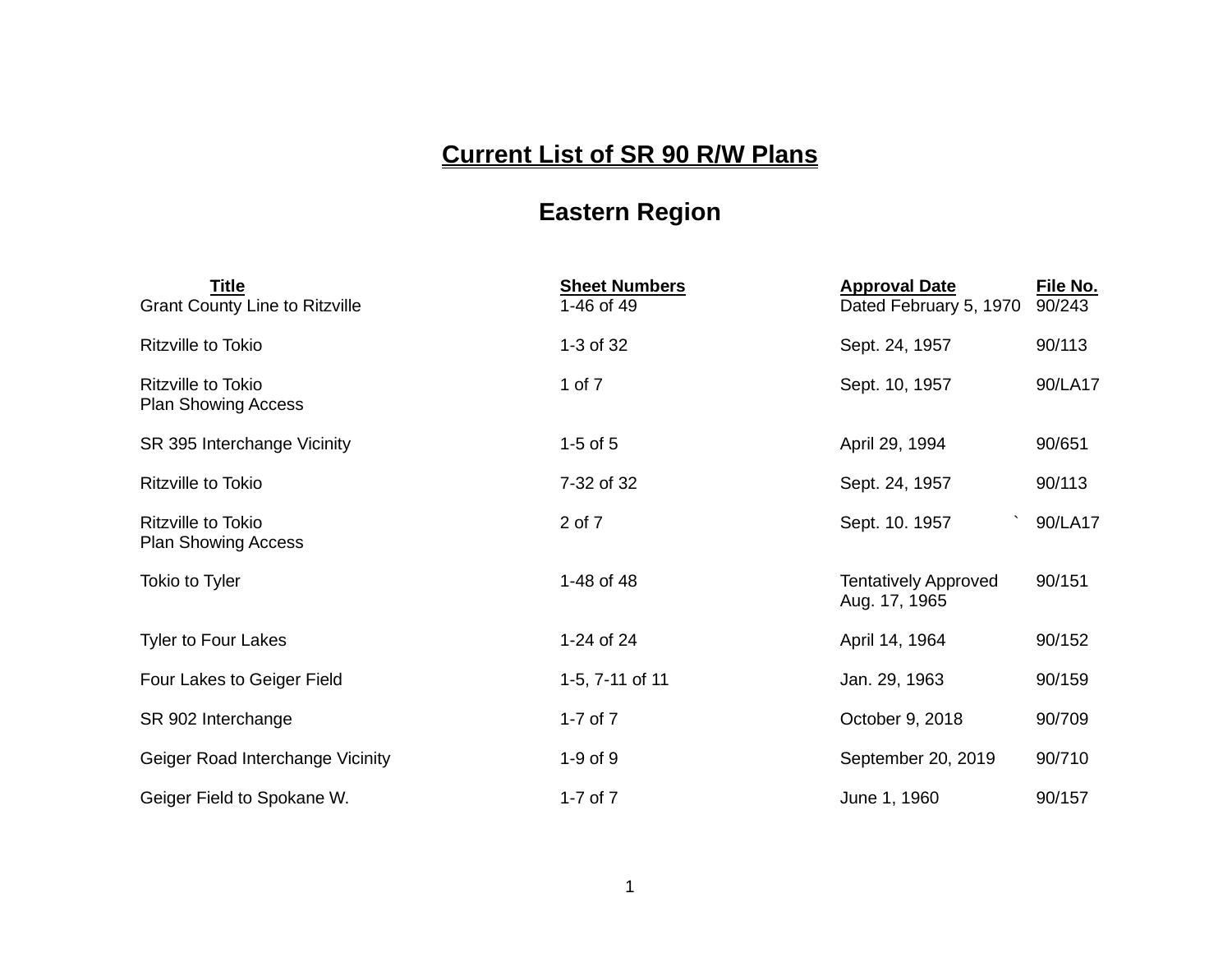# Current List of SR 90 R/W Plans

## Eastern Region

| Title | Sheet Numbers | Approval Date | File No. |
|---|---|---|---|
| Grant County Line to Ritzville | 1-46 of 49 | Dated February 5, 1970 | 90/243 |
| Ritzville to Tokio | 1-3 of 32 | Sept. 24, 1957 | 90/113 |
| Ritzville to Tokio<br>Plan Showing Access | 1 of 7 | Sept. 10, 1957 | 90/LA17 |
| SR 395 Interchange Vicinity | 1-5 of 5 | April 29, 1994 | 90/651 |
| Ritzville to Tokio | 7-32 of 32 | Sept. 24, 1957 | 90/113 |
| Ritzville to Tokio<br>Plan Showing Access | 2 of 7 | Sept. 10. 1957 ` | 90/LA17 |
| Tokio to Tyler | 1-48 of 48 | Tentatively Approved<br>Aug. 17, 1965 | 90/151 |
| Tyler to Four Lakes | 1-24 of 24 | April 14, 1964 | 90/152 |
| Four Lakes to Geiger Field | 1-5, 7-11 of 11 | Jan. 29, 1963 | 90/159 |
| SR 902 Interchange | 1-7 of 7 | October 9, 2018 | 90/709 |
| Geiger Road Interchange Vicinity | 1-9 of 9 | September 20, 2019 | 90/710 |
| Geiger Field to Spokane W. | 1-7 of 7 | June 1, 1960 | 90/157 |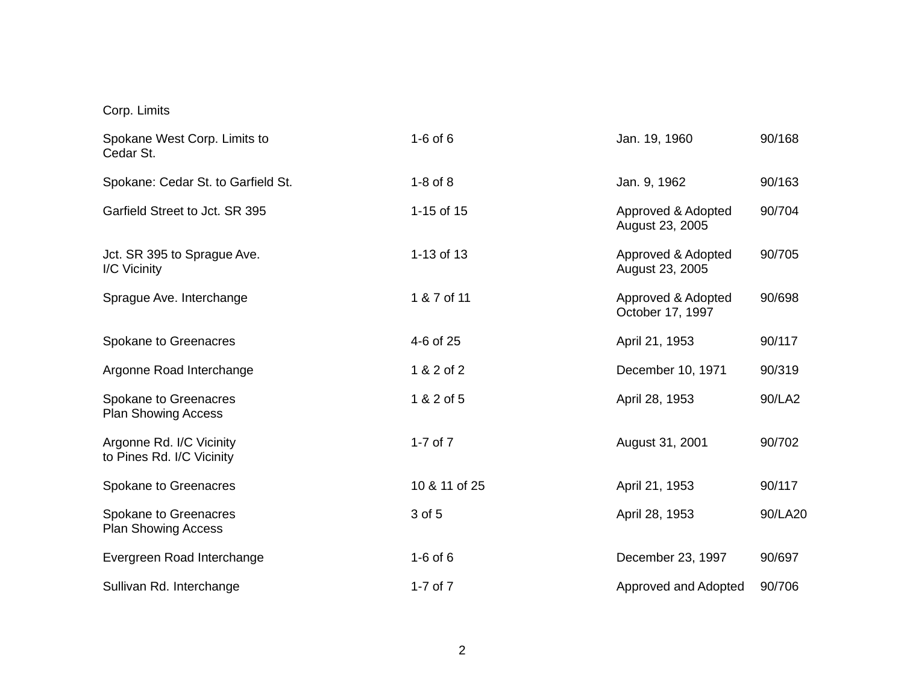Corp. Limits

| | | | |
|---|---|---|---|
| Spokane West Corp. Limits to Cedar St. | 1-6 of 6 | Jan. 19, 1960 | 90/168 |
| Spokane: Cedar St. to Garfield St. | 1-8 of 8 | Jan. 9, 1962 | 90/163 |
| Garfield Street to Jct. SR 395 | 1-15 of 15 | Approved & Adopted August 23, 2005 | 90/704 |
| Jct. SR 395 to Sprague Ave. I/C Vicinity | 1-13 of 13 | Approved & Adopted August 23, 2005 | 90/705 |
| Sprague Ave. Interchange | 1 & 7 of 11 | Approved & Adopted October 17, 1997 | 90/698 |
| Spokane to Greenacres | 4-6 of 25 | April 21, 1953 | 90/117 |
| Argonne Road Interchange | 1 & 2 of 2 | December 10, 1971 | 90/319 |
| Spokane to Greenacres Plan Showing Access | 1 & 2 of 5 | April 28, 1953 | 90/LA2 |
| Argonne Rd. I/C Vicinity to Pines Rd. I/C Vicinity | 1-7 of 7 | August 31, 2001 | 90/702 |
| Spokane to Greenacres | 10 & 11 of 25 | April 21, 1953 | 90/117 |
| Spokane to Greenacres Plan Showing Access | 3 of 5 | April 28, 1953 | 90/LA20 |
| Evergreen Road Interchange | 1-6 of 6 | December 23, 1997 | 90/697 |
| Sullivan Rd. Interchange | 1-7 of 7 | Approved and Adopted | 90/706 |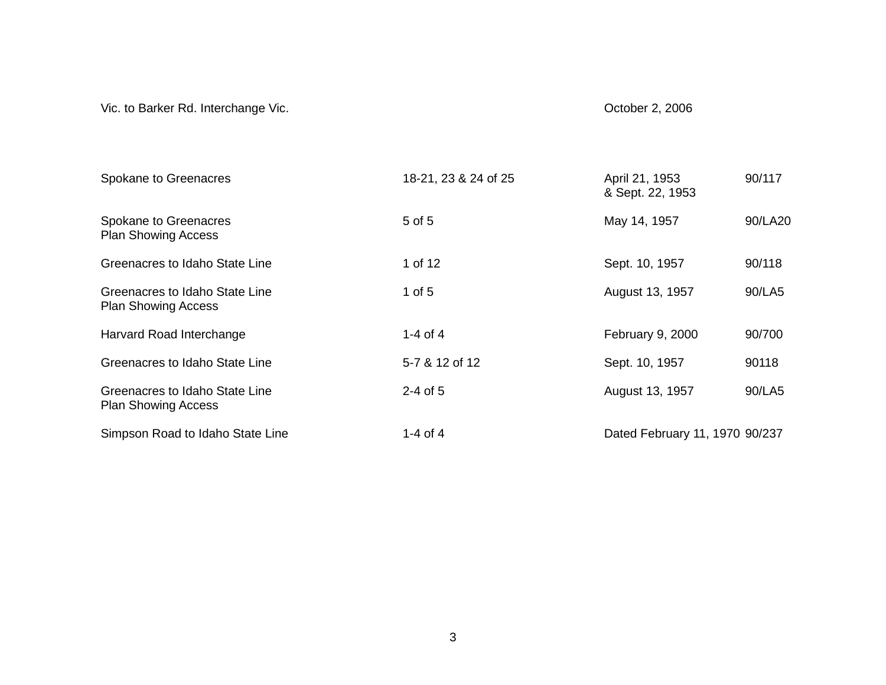| | | | |
|---|---|---|---|
| Vic. to Barker Rd. Interchange Vic. | | October 2, 2006 | |
| Spokane to Greenacres | 18-21, 23 & 24 of 25 | April 21, 1953 & Sept. 22, 1953 | 90/117 |
| Spokane to Greenacres Plan Showing Access | 5 of 5 | May 14, 1957 | 90/LA20 |
| Greenacres to Idaho State Line | 1 of 12 | Sept. 10, 1957 | 90/118 |
| Greenacres to Idaho State Line Plan Showing Access | 1 of 5 | August 13, 1957 | 90/LA5 |
| Harvard Road Interchange | 1-4 of 4 | February 9, 2000 | 90/700 |
| Greenacres to Idaho State Line | 5-7 & 12 of 12 | Sept. 10, 1957 | 90118 |
| Greenacres to Idaho State Line Plan Showing Access | 2-4 of 5 | August 13, 1957 | 90/LA5 |
| Simpson Road to Idaho State Line | 1-4 of 4 | Dated February 11, 1970 | 90/237 |